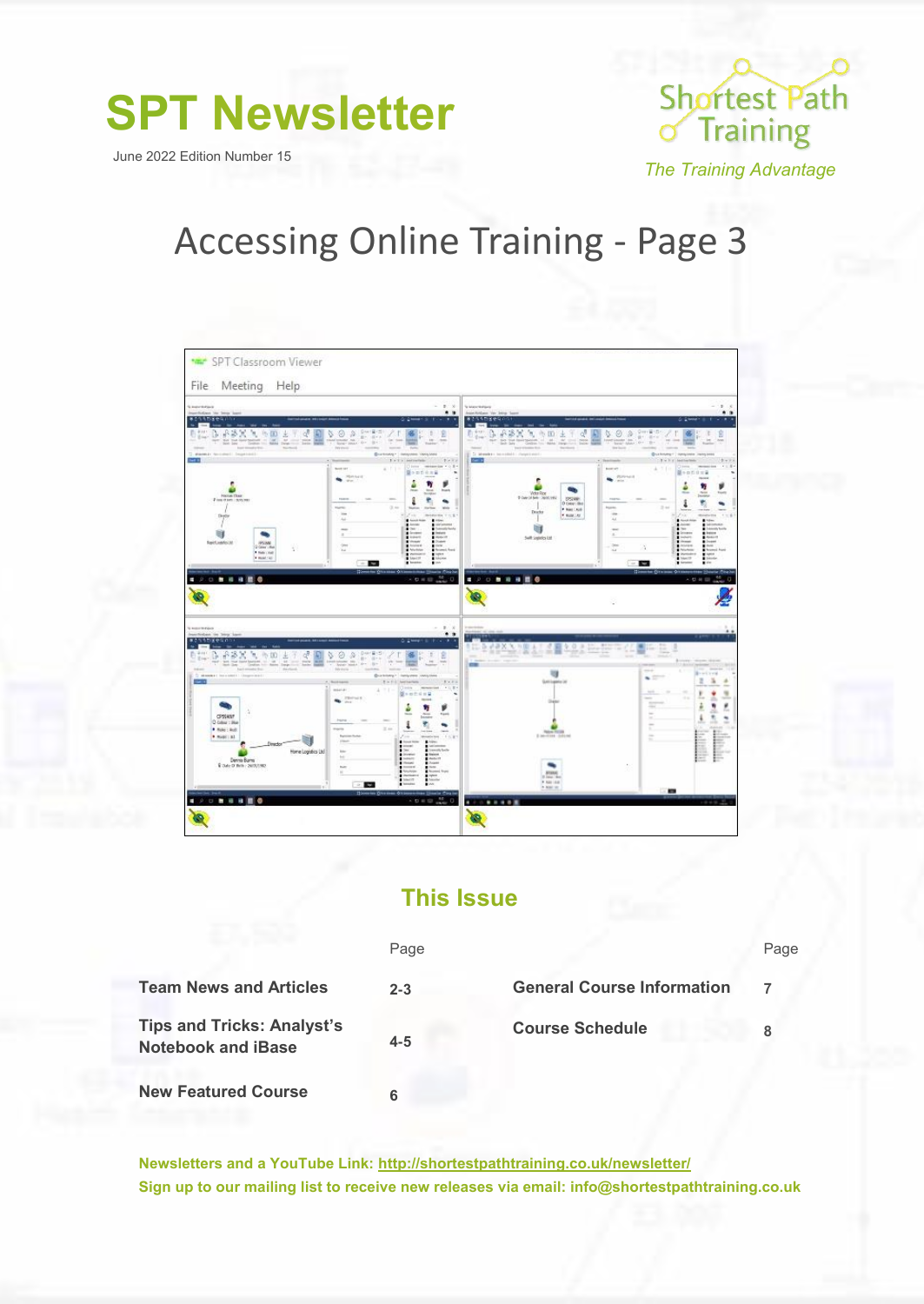# SPT Newsletter

June 2022 Edition Number 15

Shortest Path Training

*The Training Advantage*

## Accessing Online Training - Page 3

## This Issue

| | Page | | Page |
|---|---|---|---|
| **Team News and Articles** | 2-3 | **General Course Information** | 7 |
| **Tips and Tricks: Analyst's Notebook and iBase** | 4-5 | **Course Schedule** | 8 |
| **New Featured Course** | 6 | | |

**Newsletters and a YouTube Link: http://shortestpathtraining.co.uk/newsletter/**

**Sign up to our mailing list to receive new releases via email: info@shortestpathtraining.co.uk**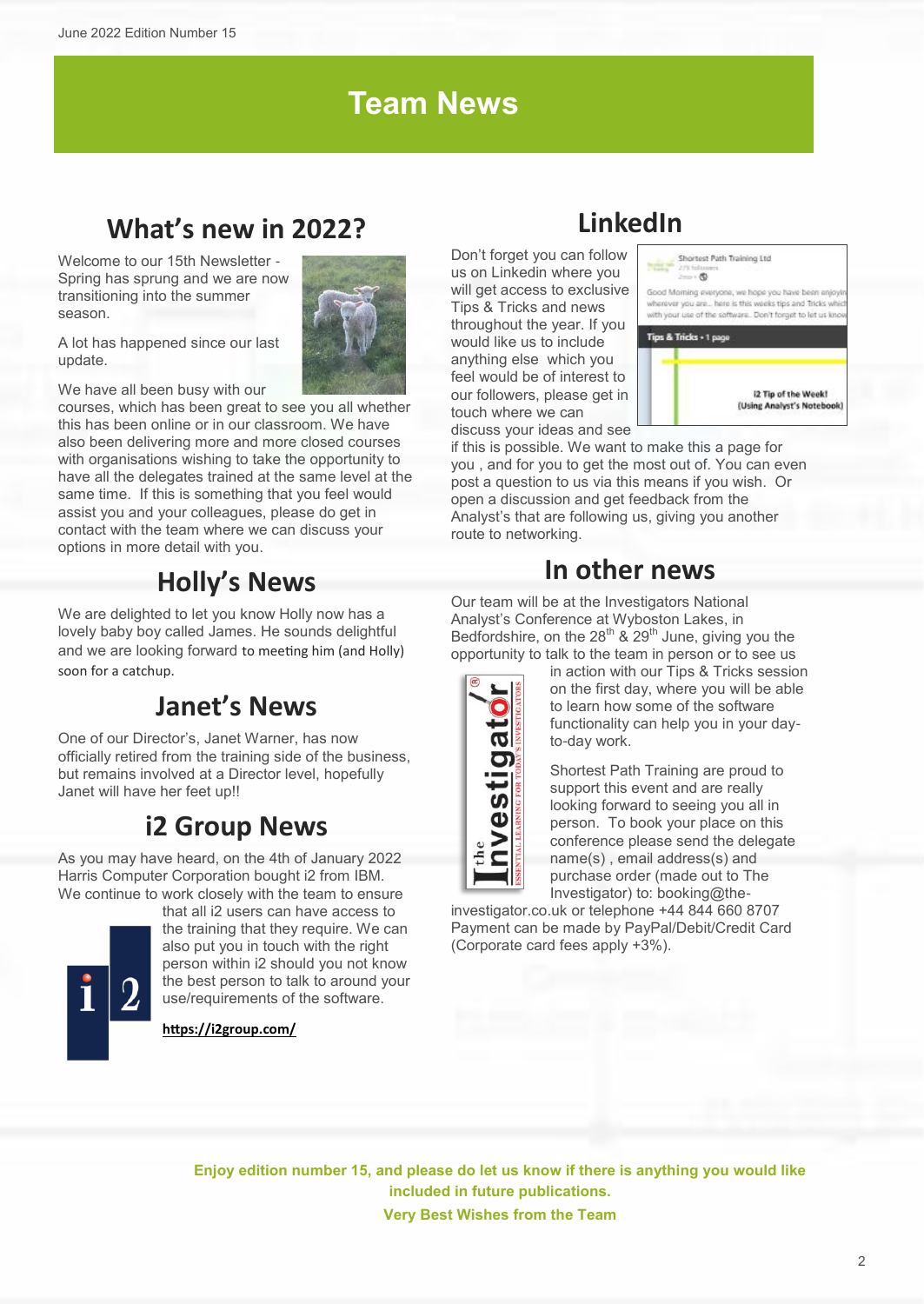# Team News

## What's new in 2022?

Welcome to our 15th Newsletter - Spring has sprung and we are now transitioning into the summer season.

A lot has happened since our last update.

We have all been busy with our courses, which has been great to see you all whether this has been online or in our classroom. We have also been delivering more and more closed courses with organisations wishing to take the opportunity to have all the delegates trained at the same level at the same time. If this is something that you feel would assist you and your colleagues, please do get in contact with the team where we can discuss your options in more detail with you.

## Holly's News

We are delighted to let you know Holly now has a lovely baby boy called James. He sounds delightful and we are looking forward to meeting him (and Holly) soon for a catchup.

## Janet's News

One of our Director's, Janet Warner, has now officially retired from the training side of the business, but remains involved at a Director level, hopefully Janet will have her feet up!!

## i2 Group News

As you may have heard, on the 4th of January 2022 Harris Computer Corporation bought i2 from IBM. We continue to work closely with the team to ensure that all i2 users can have access to the training that they require. We can also put you in touch with the right person within i2 should you not know the best person to talk to around your use/requirements of the software.

**https://i2group.com/**

## LinkedIn

Don't forget you can follow us on Linkedin where you will get access to exclusive Tips & Tricks and news throughout the year. If you would like us to include anything else which you feel would be of interest to our followers, please get in touch where we can discuss your ideas and see if this is possible. We want to make this a page for you , and for you to get the most out of. You can even post a question to us via this means if you wish. Or open a discussion and get feedback from the Analyst's that are following us, giving you another route to networking.

## In other news

Our team will be at the Investigators National Analyst's Conference at Wyboston Lakes, in Bedfordshire, on the 28th & 29th June, giving you the opportunity to talk to the team in person or to see us in action with our Tips & Tricks session on the first day, where you will be able to learn how some of the software functionality can help you in your day-to-day work.

Shortest Path Training are proud to support this event and are really looking forward to seeing you all in person. To book your place on this conference please send the delegate name(s) , email address(s) and purchase order (made out to The Investigator) to: booking@the-investigator.co.uk or telephone +44 844 660 8707 Payment can be made by PayPal/Debit/Credit Card (Corporate card fees apply +3%).

**Enjoy edition number 15, and please do let us know if there is anything you would like included in future publications.**

**Very Best Wishes from the Team**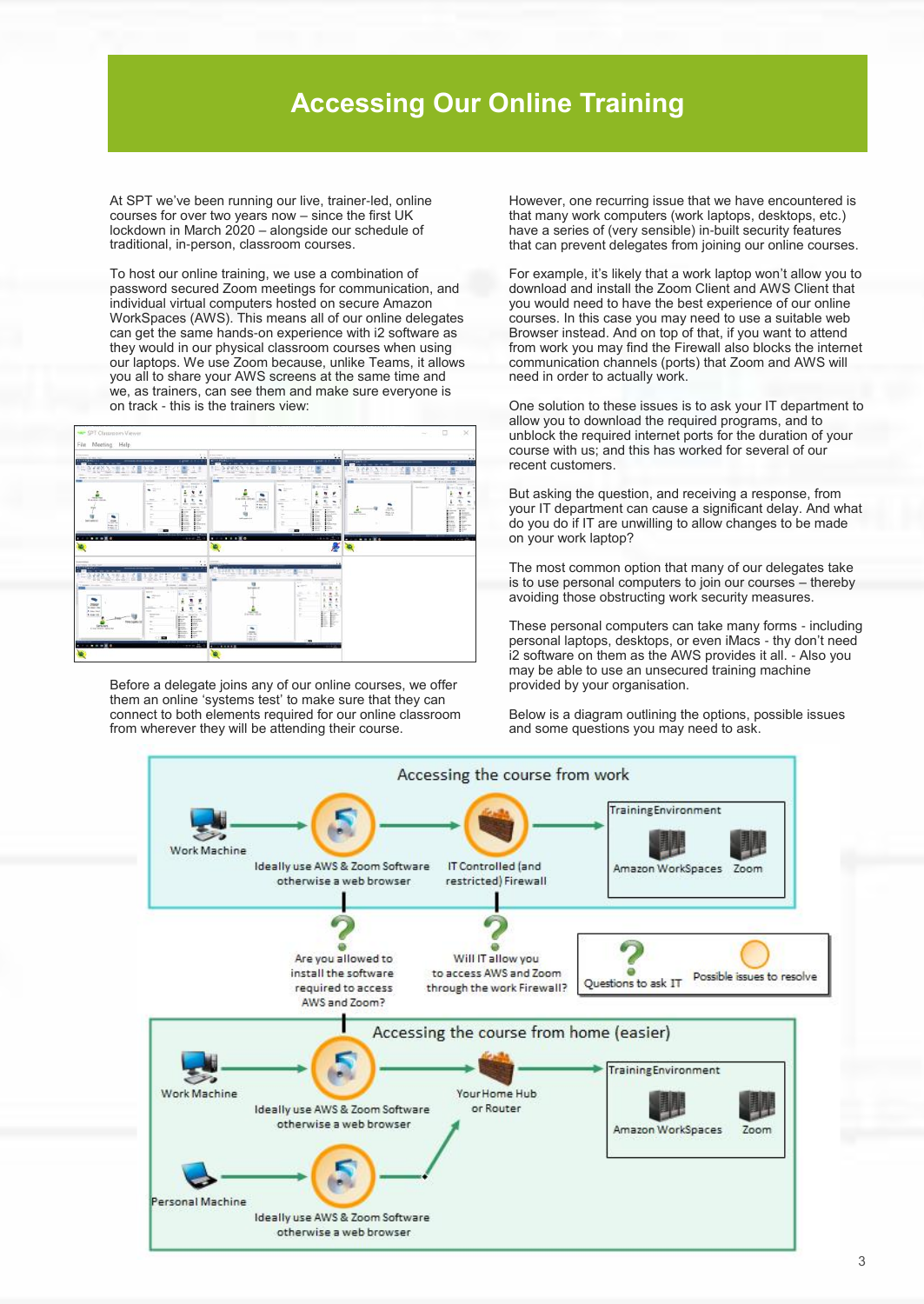# Accessing Our Online Training

At SPT we've been running our live, trainer-led, online courses for over two years now – since the first UK lockdown in March 2020 – alongside our schedule of traditional, in-person, classroom courses.

To host our online training, we use a combination of password secured Zoom meetings for communication, and individual virtual computers hosted on secure Amazon WorkSpaces (AWS). This means all of our online delegates can get the same hands-on experience with i2 software as they would in our physical classroom courses when using our laptops. We use Zoom because, unlike Teams, it allows you all to share your AWS screens at the same time and we, as trainers, can see them and make sure everyone is on track - this is the trainers view:

Before a delegate joins any of our online courses, we offer them an online 'systems test' to make sure that they can connect to both elements required for our online classroom from wherever they will be attending their course.

However, one recurring issue that we have encountered is that many work computers (work laptops, desktops, etc.) have a series of (very sensible) in-built security features that can prevent delegates from joining our online courses.

For example, it's likely that a work laptop won't allow you to download and install the Zoom Client and AWS Client that you would need to have the best experience of our online courses. In this case you may need to use a suitable web Browser instead. And on top of that, if you want to attend from work you may find the Firewall also blocks the internet communication channels (ports) that Zoom and AWS will need in order to actually work.

One solution to these issues is to ask your IT department to allow you to download the required programs, and to unblock the required internet ports for the duration of your course with us; and this has worked for several of our recent customers.

But asking the question, and receiving a response, from your IT department can cause a significant delay. And what do you do if IT are unwilling to allow changes to be made on your work laptop?

The most common option that many of our delegates take is to use personal computers to join our courses – thereby avoiding those obstructing work security measures.

These personal computers can take many forms - including personal laptops, desktops, or even iMacs - thy don't need i2 software on them as the AWS provides it all. - Also you may be able to use an unsecured training machine provided by your organisation.

Below is a diagram outlining the options, possible issues and some questions you may need to ask.

**Accessing the course from work**

Work Machine → Ideally use AWS & Zoom Software otherwise a web browser → IT Controlled (and restricted) Firewall → Training Environment: Amazon WorkSpaces, Zoom

- Are you allowed to install the software required to access AWS and Zoom?
- Will IT allow you to access AWS and Zoom through the work Firewall?

Key: Questions to ask IT | Possible issues to resolve

**Accessing the course from home (easier)**

Work Machine → Ideally use AWS & Zoom Software otherwise a web browser → Your Home Hub or Router → Training Environment: Amazon WorkSpaces, Zoom

Personal Machine → Ideally use AWS & Zoom Software otherwise a web browser → Your Home Hub or Router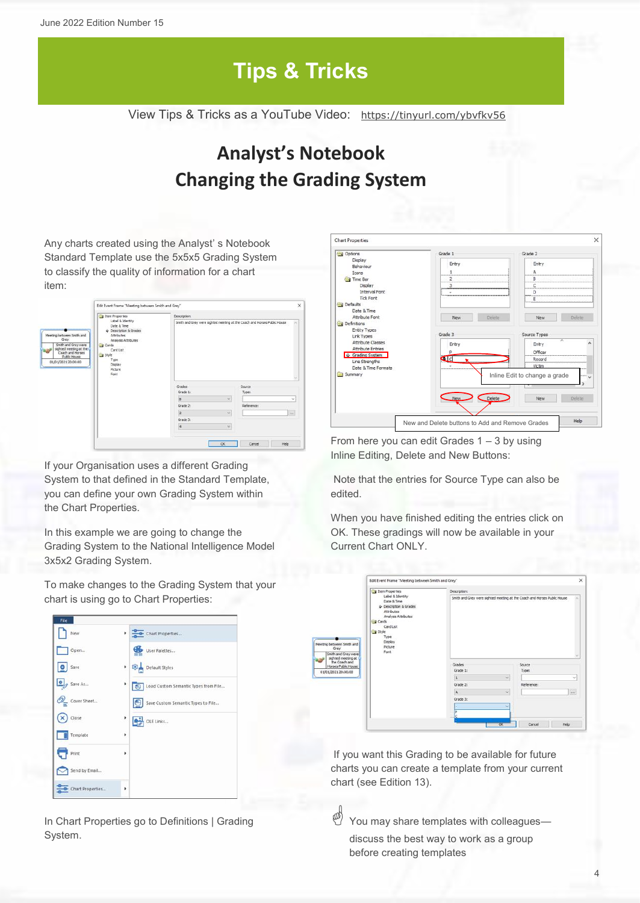# Tips & Tricks

View Tips & Tricks as a YouTube Video: https://tinyurl.com/ybvfkv56

## Analyst's Notebook
## Changing the Grading System

Any charts created using the Analyst' s Notebook Standard Template use the 5x5x5 Grading System to classify the quality of information for a chart item:

If your Organisation uses a different Grading System to that defined in the Standard Template, you can define your own Grading System within the Chart Properties.

In this example we are going to change the Grading System to the National Intelligence Model 3x5x2 Grading System.

To make changes to the Grading System that your chart is using go to Chart Properties:

In Chart Properties go to Definitions | Grading System.

From here you can edit Grades 1 – 3 by using Inline Editing, Delete and New Buttons:

Note that the entries for Source Type can also be edited.

When you have finished editing the entries click on OK. These gradings will now be available in your Current Chart ONLY.

If you want this Grading to be available for future charts you can create a template from your current chart (see Edition 13).

You may share templates with colleagues—discuss the best way to work as a group before creating templates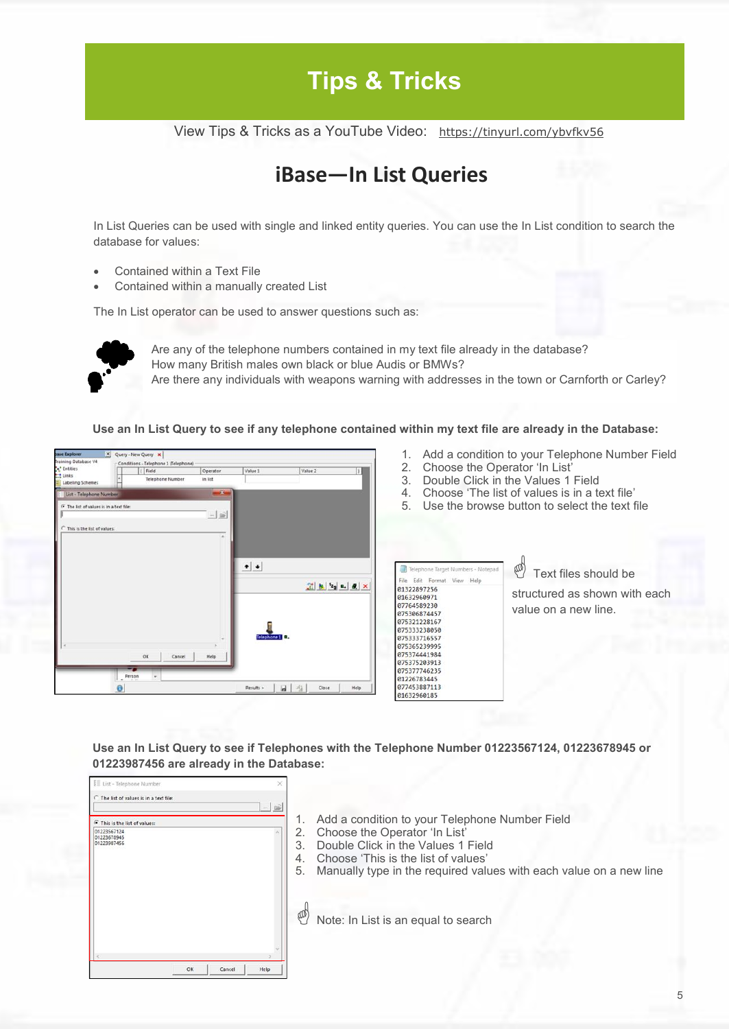# Tips & Tricks

View Tips & Tricks as a YouTube Video: https://tinyurl.com/ybvfkv56

## iBase—In List Queries

In List Queries can be used with single and linked entity queries. You can use the In List condition to search the database for values:

- Contained within a Text File
- Contained within a manually created List

The In List operator can be used to answer questions such as:

Are any of the telephone numbers contained in my text file already in the database?
How many British males own black or blue Audis or BMWs?
Are there any individuals with weapons warning with addresses in the town or Carnforth or Carley?

**Use an In List Query to see if any telephone contained within my text file are already in the Database:**

1. Add a condition to your Telephone Number Field
2. Choose the Operator 'In List'
3. Double Click in the Values 1 Field
4. Choose 'The list of values is in a text file'
5. Use the browse button to select the text file

Text files should be structured as shown with each value on a new line.

**Use an In List Query to see if Telephones with the Telephone Number 01223567124, 01223678945 or 01223987456 are already in the Database:**

1. Add a condition to your Telephone Number Field
2. Choose the Operator 'In List'
3. Double Click in the Values 1 Field
4. Choose 'This is the list of values'
5. Manually type in the required values with each value on a new line

Note: In List is an equal to search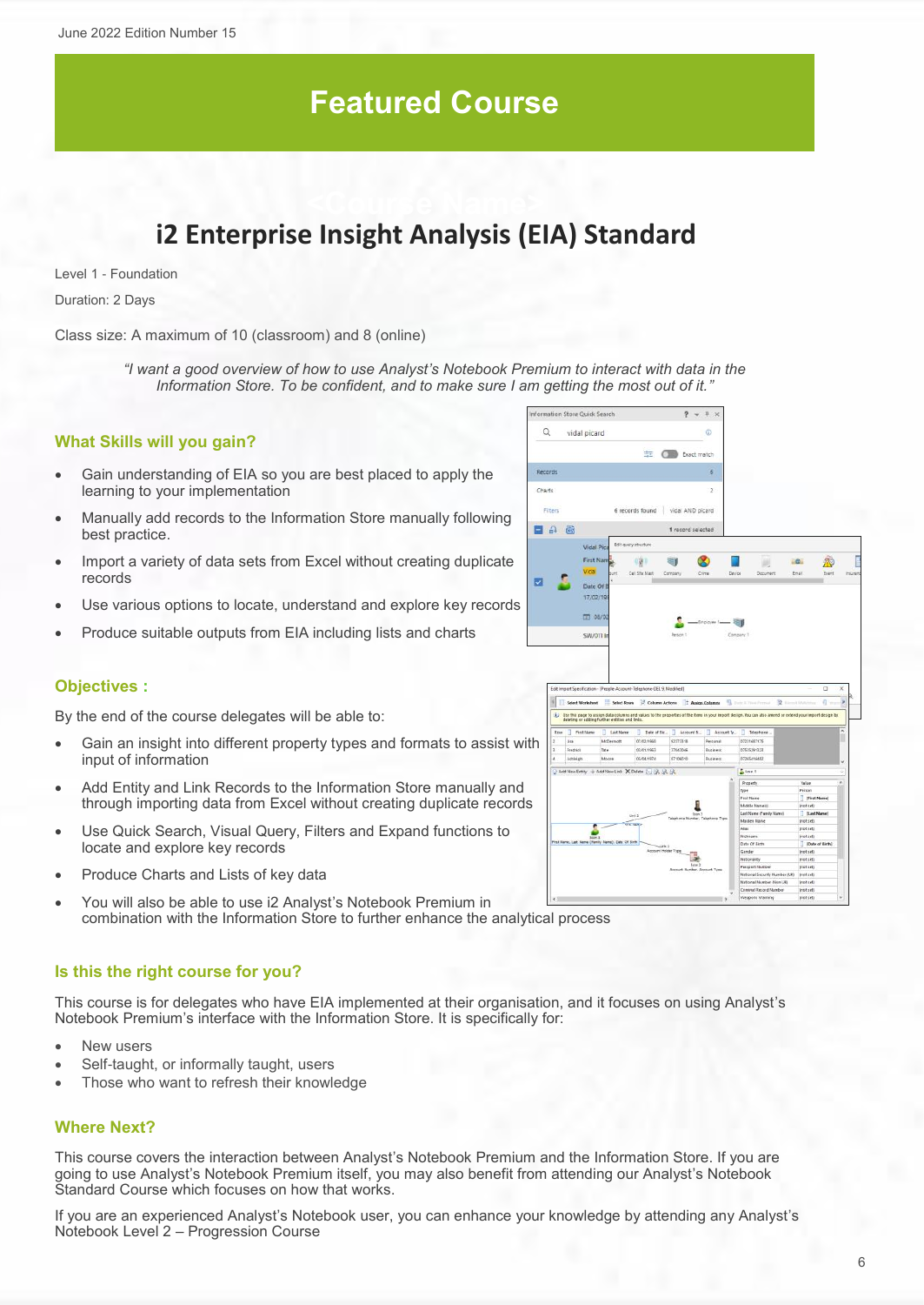# Featured Course

## i2 Enterprise Insight Analysis (EIA) Standard

Level 1 - Foundation

Duration: 2 Days

Class size: A maximum of 10 (classroom) and 8 (online)

*"I want a good overview of how to use Analyst's Notebook Premium to interact with data in the Information Store. To be confident, and to make sure I am getting the most out of it."*

### What Skills will you gain?

- Gain understanding of EIA so you are best placed to apply the learning to your implementation
- Manually add records to the Information Store manually following best practice.
- Import a variety of data sets from Excel without creating duplicate records
- Use various options to locate, understand and explore key records
- Produce suitable outputs from EIA including lists and charts

### Objectives :

By the end of the course delegates will be able to:

- Gain an insight into different property types and formats to assist with input of information
- Add Entity and Link Records to the Information Store manually and through importing data from Excel without creating duplicate records
- Use Quick Search, Visual Query, Filters and Expand functions to locate and explore key records
- Produce Charts and Lists of key data
- You will also be able to use i2 Analyst's Notebook Premium in combination with the Information Store to further enhance the analytical process

### Is this the right course for you?

This course is for delegates who have EIA implemented at their organisation, and it focuses on using Analyst's Notebook Premium's interface with the Information Store. It is specifically for:

- New users
- Self-taught, or informally taught, users
- Those who want to refresh their knowledge

### Where Next?

This course covers the interaction between Analyst's Notebook Premium and the Information Store. If you are going to use Analyst's Notebook Premium itself, you may also benefit from attending our Analyst's Notebook Standard Course which focuses on how that works.

If you are an experienced Analyst's Notebook user, you can enhance your knowledge by attending any Analyst's Notebook Level 2 – Progression Course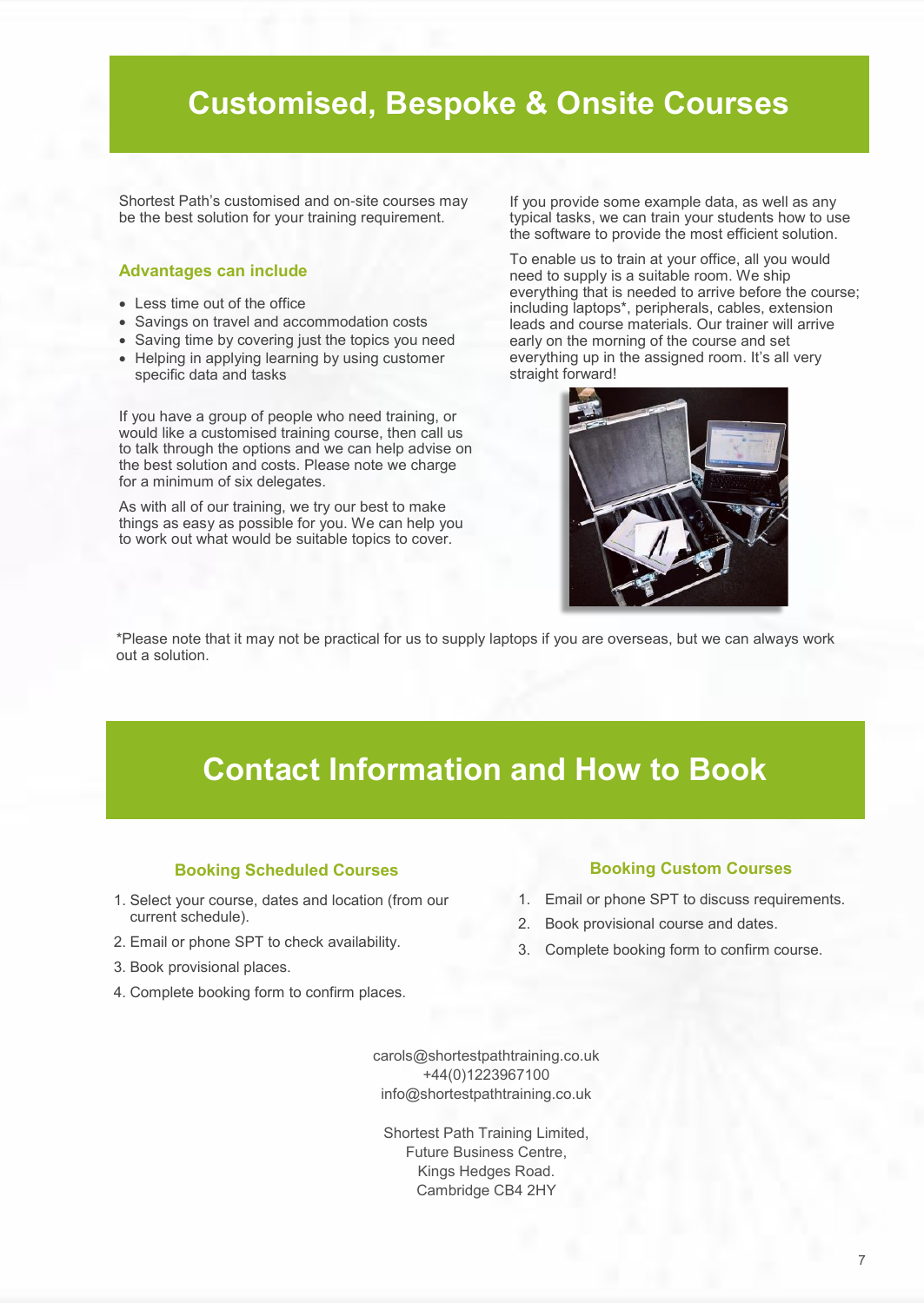# Customised, Bespoke & Onsite Courses

Shortest Path's customised and on-site courses may be the best solution for your training requirement.

### Advantages can include

- Less time out of the office
- Savings on travel and accommodation costs
- Saving time by covering just the topics you need
- Helping in applying learning by using customer specific data and tasks

If you have a group of people who need training, or would like a customised training course, then call us to talk through the options and we can help advise on the best solution and costs. Please note we charge for a minimum of six delegates.

As with all of our training, we try our best to make things as easy as possible for you. We can help you to work out what would be suitable topics to cover.

If you provide some example data, as well as any typical tasks, we can train your students how to use the software to provide the most efficient solution.

To enable us to train at your office, all you would need to supply is a suitable room. We ship everything that is needed to arrive before the course; including laptops*, peripherals, cables, extension leads and course materials. Our trainer will arrive early on the morning of the course and set everything up in the assigned room. It's all very straight forward!

*Please note that it may not be practical for us to supply laptops if you are overseas, but we can always work out a solution.

# Contact Information and How to Book

### Booking Scheduled Courses

1. Select your course, dates and location (from our current schedule).
2. Email or phone SPT to check availability.
3. Book provisional places.
4. Complete booking form to confirm places.

### Booking Custom Courses

1. Email or phone SPT to discuss requirements.
2. Book provisional course and dates.
3. Complete booking form to confirm course.

carols@shortestpathtraining.co.uk
+44(0)1223967100
info@shortestpathtraining.co.uk

Shortest Path Training Limited,
Future Business Centre,
Kings Hedges Road.
Cambridge CB4 2HY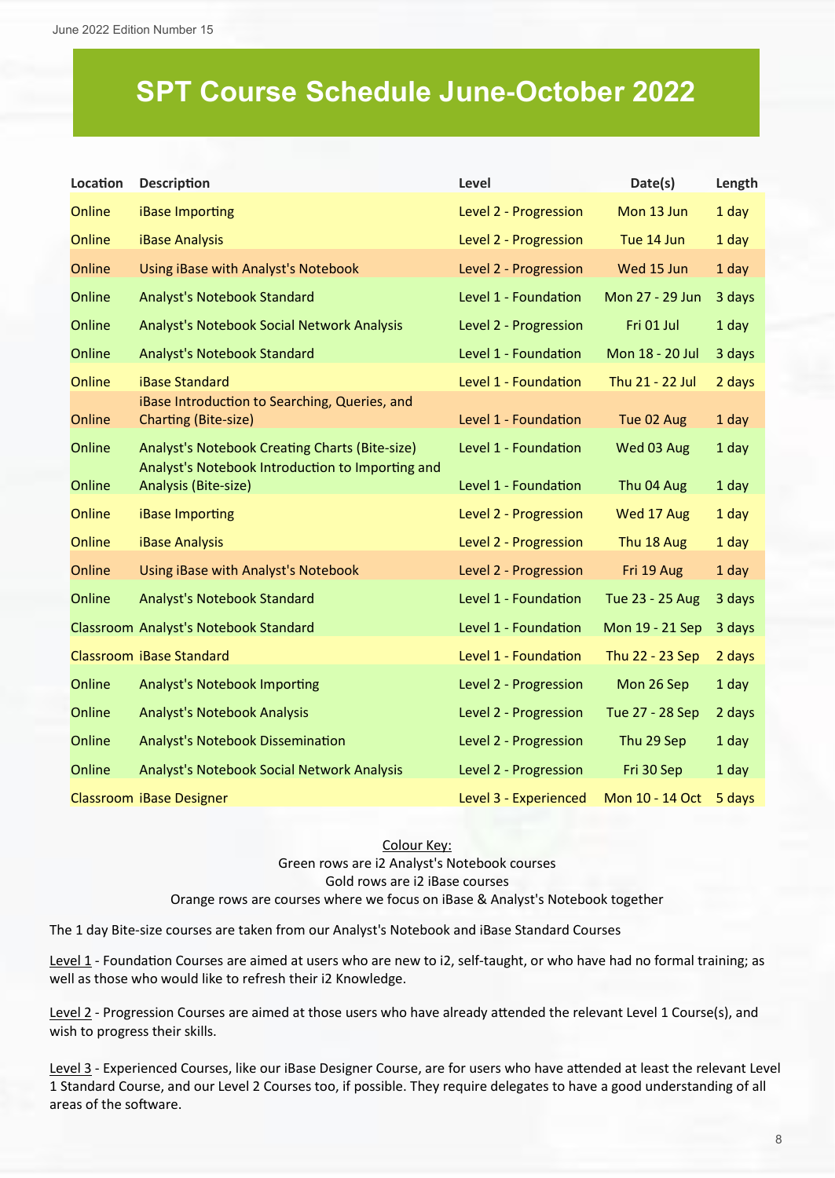# SPT Course Schedule June-October 2022

| Location | Description | Level | Date(s) | Length |
|---|---|---|---|---|
| Online | iBase Importing | Level 2 - Progression | Mon 13 Jun | 1 day |
| Online | iBase Analysis | Level 2 - Progression | Tue 14 Jun | 1 day |
| Online | Using iBase with Analyst's Notebook | Level 2 - Progression | Wed 15 Jun | 1 day |
| Online | Analyst's Notebook Standard | Level 1 - Foundation | Mon 27 - 29 Jun | 3 days |
| Online | Analyst's Notebook Social Network Analysis | Level 2 - Progression | Fri 01 Jul | 1 day |
| Online | Analyst's Notebook Standard | Level 1 - Foundation | Mon 18 - 20 Jul | 3 days |
| Online | iBase Standard | Level 1 - Foundation | Thu 21 - 22 Jul | 2 days |
| Online | iBase Introduction to Searching, Queries, and Charting (Bite-size) | Level 1 - Foundation | Tue 02 Aug | 1 day |
| Online | Analyst's Notebook Creating Charts (Bite-size) | Level 1 - Foundation | Wed 03 Aug | 1 day |
| Online | Analyst's Notebook Introduction to Importing and Analysis (Bite-size) | Level 1 - Foundation | Thu 04 Aug | 1 day |
| Online | iBase Importing | Level 2 - Progression | Wed 17 Aug | 1 day |
| Online | iBase Analysis | Level 2 - Progression | Thu 18 Aug | 1 day |
| Online | Using iBase with Analyst's Notebook | Level 2 - Progression | Fri 19 Aug | 1 day |
| Online | Analyst's Notebook Standard | Level 1 - Foundation | Tue 23 - 25 Aug | 3 days |
| Classroom | Analyst's Notebook Standard | Level 1 - Foundation | Mon 19 - 21 Sep | 3 days |
| Classroom | iBase Standard | Level 1 - Foundation | Thu 22 - 23 Sep | 2 days |
| Online | Analyst's Notebook Importing | Level 2 - Progression | Mon 26 Sep | 1 day |
| Online | Analyst's Notebook Analysis | Level 2 - Progression | Tue 27 - 28 Sep | 2 days |
| Online | Analyst's Notebook Dissemination | Level 2 - Progression | Thu 29 Sep | 1 day |
| Online | Analyst's Notebook Social Network Analysis | Level 2 - Progression | Fri 30 Sep | 1 day |
| Classroom | iBase Designer | Level 3 - Experienced | Mon 10 - 14 Oct | 5 days |

Colour Key:
Green rows are i2 Analyst's Notebook courses
Gold rows are i2 iBase courses
Orange rows are courses where we focus on iBase & Analyst's Notebook together

The 1 day Bite-size courses are taken from our Analyst's Notebook and iBase Standard Courses

Level 1 - Foundation Courses are aimed at users who are new to i2, self-taught, or who have had no formal training; as well as those who would like to refresh their i2 Knowledge.

Level 2 - Progression Courses are aimed at those users who have already attended the relevant Level 1 Course(s), and wish to progress their skills.

Level 3 - Experienced Courses, like our iBase Designer Course, are for users who have attended at least the relevant Level 1 Standard Course, and our Level 2 Courses too, if possible. They require delegates to have a good understanding of all areas of the software.